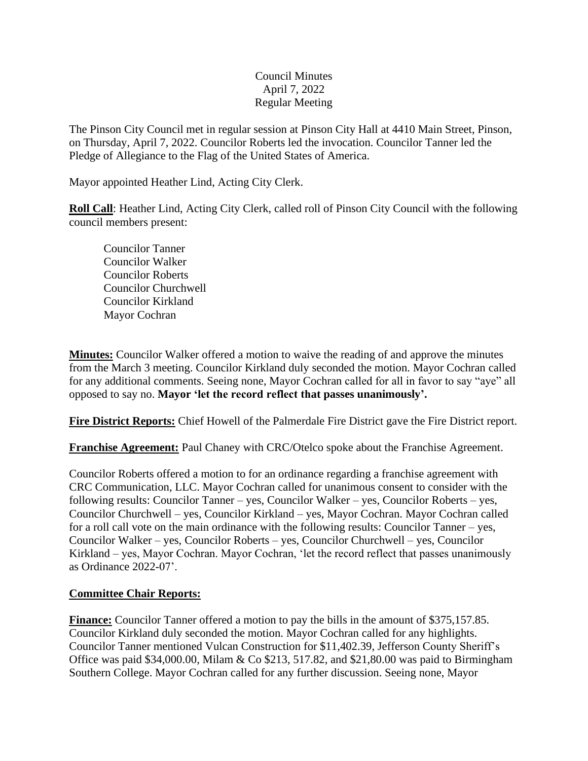Council Minutes
April 7, 2022
Regular Meeting

The Pinson City Council met in regular session at Pinson City Hall at 4410 Main Street, Pinson, on Thursday, April 7, 2022. Councilor Roberts led the invocation. Councilor Tanner led the Pledge of Allegiance to the Flag of the United States of America.

Mayor appointed Heather Lind, Acting City Clerk.

**Roll Call**: Heather Lind, Acting City Clerk, called roll of Pinson City Council with the following council members present:

Councilor Tanner
Councilor Walker
Councilor Roberts
Councilor Churchwell
Councilor Kirkland
Mayor Cochran

**Minutes:** Councilor Walker offered a motion to waive the reading of and approve the minutes from the March 3 meeting. Councilor Kirkland duly seconded the motion. Mayor Cochran called for any additional comments. Seeing none, Mayor Cochran called for all in favor to say "aye" all opposed to say no. **Mayor 'let the record reflect that passes unanimously'.**

**Fire District Reports:** Chief Howell of the Palmerdale Fire District gave the Fire District report.

**Franchise Agreement:** Paul Chaney with CRC/Otelco spoke about the Franchise Agreement.

Councilor Roberts offered a motion to for an ordinance regarding a franchise agreement with CRC Communication, LLC. Mayor Cochran called for unanimous consent to consider with the following results: Councilor Tanner – yes, Councilor Walker – yes, Councilor Roberts – yes, Councilor Churchwell – yes, Councilor Kirkland – yes, Mayor Cochran. Mayor Cochran called for a roll call vote on the main ordinance with the following results: Councilor Tanner – yes, Councilor Walker – yes, Councilor Roberts – yes, Councilor Churchwell – yes, Councilor Kirkland – yes, Mayor Cochran. Mayor Cochran, 'let the record reflect that passes unanimously as Ordinance 2022-07'.

**Committee Chair Reports:**

**Finance:** Councilor Tanner offered a motion to pay the bills in the amount of $375,157.85. Councilor Kirkland duly seconded the motion. Mayor Cochran called for any highlights. Councilor Tanner mentioned Vulcan Construction for $11,402.39, Jefferson County Sheriff's Office was paid $34,000.00, Milam & Co $213, 517.82, and $21,80.00 was paid to Birmingham Southern College. Mayor Cochran called for any further discussion. Seeing none, Mayor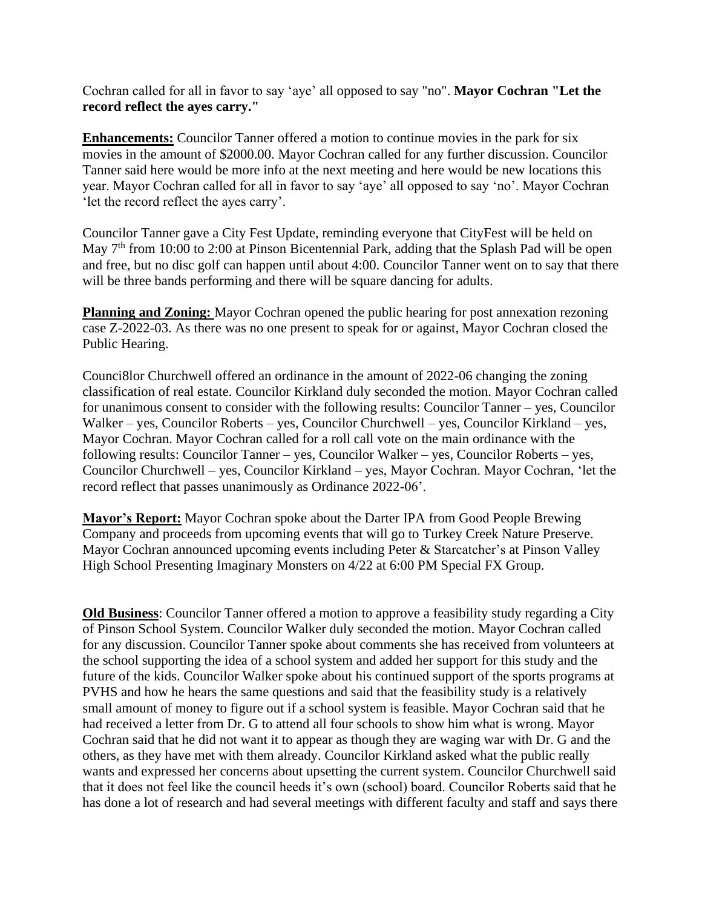Cochran called for all in favor to say ‘aye’ all opposed to say "no". **Mayor Cochran "Let the record reflect the ayes carry."**

**Enhancements:** Councilor Tanner offered a motion to continue movies in the park for six movies in the amount of $2000.00. Mayor Cochran called for any further discussion. Councilor Tanner said here would be more info at the next meeting and here would be new locations this year. Mayor Cochran called for all in favor to say ‘aye’ all opposed to say ‘no’. Mayor Cochran ‘let the record reflect the ayes carry’.

Councilor Tanner gave a City Fest Update, reminding everyone that CityFest will be held on May 7th from 10:00 to 2:00 at Pinson Bicentennial Park, adding that the Splash Pad will be open and free, but no disc golf can happen until about 4:00. Councilor Tanner went on to say that there will be three bands performing and there will be square dancing for adults.

**Planning and Zoning:** Mayor Cochran opened the public hearing for post annexation rezoning case Z-2022-03. As there was no one present to speak for or against, Mayor Cochran closed the Public Hearing.

Counci8lor Churchwell offered an ordinance in the amount of 2022-06 changing the zoning classification of real estate. Councilor Kirkland duly seconded the motion. Mayor Cochran called for unanimous consent to consider with the following results: Councilor Tanner – yes, Councilor Walker – yes, Councilor Roberts – yes, Councilor Churchwell – yes, Councilor Kirkland – yes, Mayor Cochran. Mayor Cochran called for a roll call vote on the main ordinance with the following results: Councilor Tanner – yes, Councilor Walker – yes, Councilor Roberts – yes, Councilor Churchwell – yes, Councilor Kirkland – yes, Mayor Cochran. Mayor Cochran, ‘let the record reflect that passes unanimously as Ordinance 2022-06’.

**Mayor’s Report:** Mayor Cochran spoke about the Darter IPA from Good People Brewing Company and proceeds from upcoming events that will go to Turkey Creek Nature Preserve. Mayor Cochran announced upcoming events including Peter & Starcatcher’s at Pinson Valley High School Presenting Imaginary Monsters on 4/22 at 6:00 PM Special FX Group.

**Old Business**: Councilor Tanner offered a motion to approve a feasibility study regarding a City of Pinson School System. Councilor Walker duly seconded the motion. Mayor Cochran called for any discussion. Councilor Tanner spoke about comments she has received from volunteers at the school supporting the idea of a school system and added her support for this study and the future of the kids. Councilor Walker spoke about his continued support of the sports programs at PVHS and how he hears the same questions and said that the feasibility study is a relatively small amount of money to figure out if a school system is feasible. Mayor Cochran said that he had received a letter from Dr. G to attend all four schools to show him what is wrong. Mayor Cochran said that he did not want it to appear as though they are waging war with Dr. G and the others, as they have met with them already. Councilor Kirkland asked what the public really wants and expressed her concerns about upsetting the current system. Councilor Churchwell said that it does not feel like the council heeds it’s own (school) board. Councilor Roberts said that he has done a lot of research and had several meetings with different faculty and staff and says there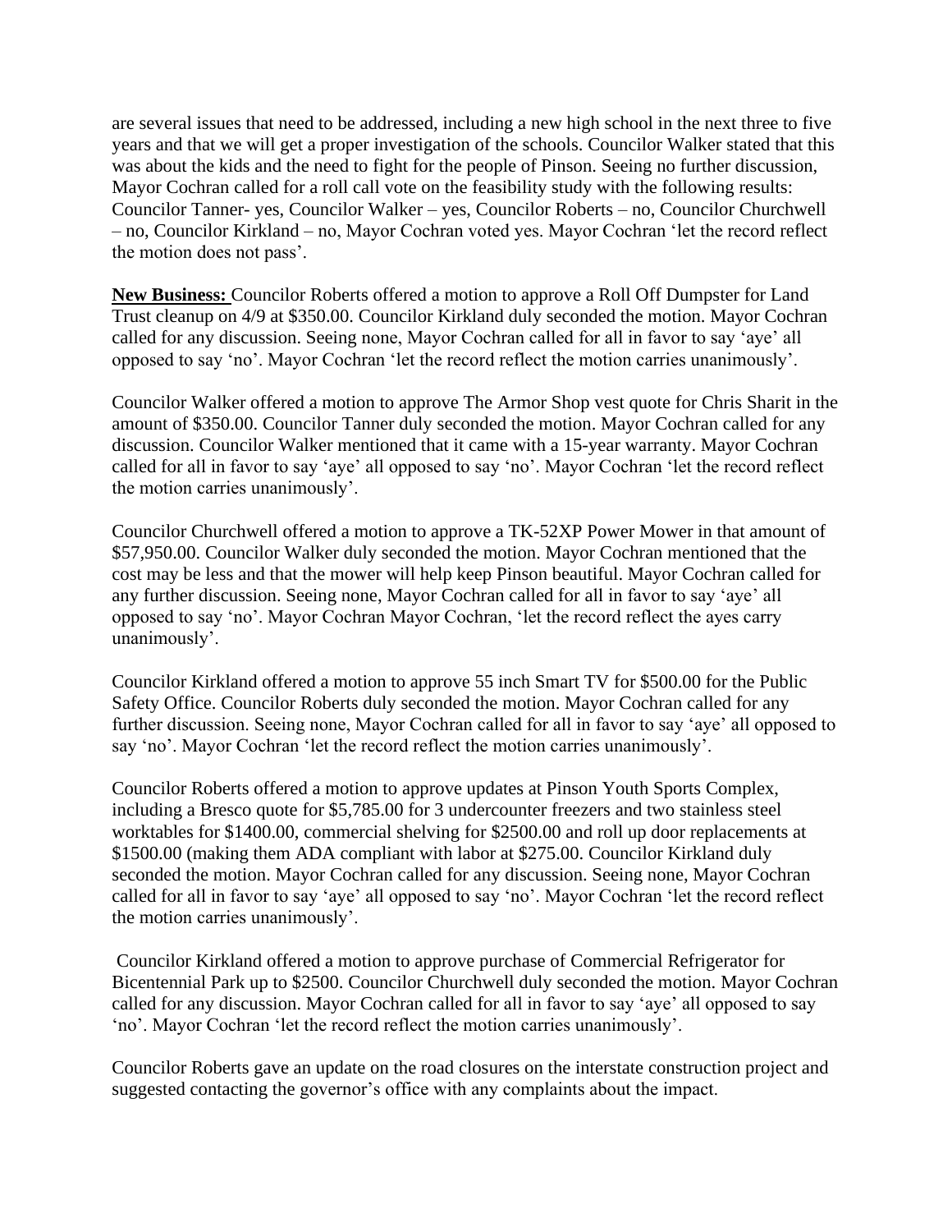are several issues that need to be addressed, including a new high school in the next three to five years and that we will get a proper investigation of the schools. Councilor Walker stated that this was about the kids and the need to fight for the people of Pinson. Seeing no further discussion, Mayor Cochran called for a roll call vote on the feasibility study with the following results: Councilor Tanner- yes, Councilor Walker – yes, Councilor Roberts – no, Councilor Churchwell – no, Councilor Kirkland – no, Mayor Cochran voted yes. Mayor Cochran 'let the record reflect the motion does not pass'.

**New Business:** Councilor Roberts offered a motion to approve a Roll Off Dumpster for Land Trust cleanup on 4/9 at $350.00. Councilor Kirkland duly seconded the motion. Mayor Cochran called for any discussion. Seeing none, Mayor Cochran called for all in favor to say 'aye' all opposed to say 'no'. Mayor Cochran 'let the record reflect the motion carries unanimously'.

Councilor Walker offered a motion to approve The Armor Shop vest quote for Chris Sharit in the amount of $350.00. Councilor Tanner duly seconded the motion. Mayor Cochran called for any discussion. Councilor Walker mentioned that it came with a 15-year warranty. Mayor Cochran called for all in favor to say 'aye' all opposed to say 'no'. Mayor Cochran 'let the record reflect the motion carries unanimously'.

Councilor Churchwell offered a motion to approve a TK-52XP Power Mower in that amount of $57,950.00. Councilor Walker duly seconded the motion. Mayor Cochran mentioned that the cost may be less and that the mower will help keep Pinson beautiful. Mayor Cochran called for any further discussion. Seeing none, Mayor Cochran called for all in favor to say 'aye' all opposed to say 'no'. Mayor Cochran Mayor Cochran, 'let the record reflect the ayes carry unanimously'.

Councilor Kirkland offered a motion to approve 55 inch Smart TV for $500.00 for the Public Safety Office. Councilor Roberts duly seconded the motion. Mayor Cochran called for any further discussion. Seeing none, Mayor Cochran called for all in favor to say 'aye' all opposed to say 'no'. Mayor Cochran 'let the record reflect the motion carries unanimously'.

Councilor Roberts offered a motion to approve updates at Pinson Youth Sports Complex, including a Bresco quote for $5,785.00 for 3 undercounter freezers and two stainless steel worktables for $1400.00, commercial shelving for $2500.00 and roll up door replacements at $1500.00 (making them ADA compliant with labor at $275.00. Councilor Kirkland duly seconded the motion. Mayor Cochran called for any discussion. Seeing none, Mayor Cochran called for all in favor to say 'aye' all opposed to say 'no'. Mayor Cochran 'let the record reflect the motion carries unanimously'.

Councilor Kirkland offered a motion to approve purchase of Commercial Refrigerator for Bicentennial Park up to $2500. Councilor Churchwell duly seconded the motion. Mayor Cochran called for any discussion. Mayor Cochran called for all in favor to say 'aye' all opposed to say 'no'. Mayor Cochran 'let the record reflect the motion carries unanimously'.

Councilor Roberts gave an update on the road closures on the interstate construction project and suggested contacting the governor's office with any complaints about the impact.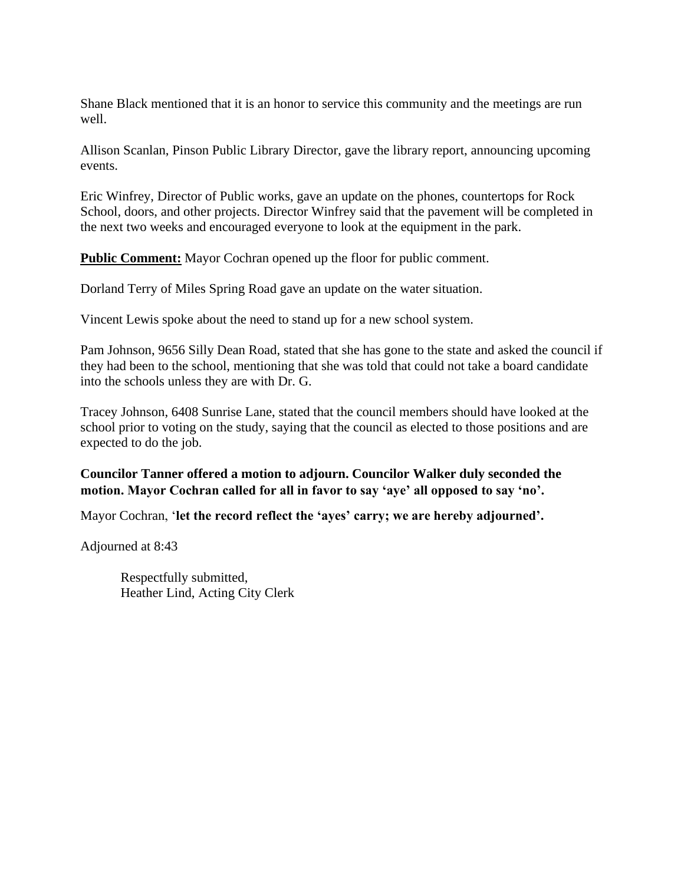Shane Black mentioned that it is an honor to service this community and the meetings are run well.

Allison Scanlan, Pinson Public Library Director, gave the library report, announcing upcoming events.

Eric Winfrey, Director of Public works, gave an update on the phones, countertops for Rock School, doors, and other projects. Director Winfrey said that the pavement will be completed in the next two weeks and encouraged everyone to look at the equipment in the park.

**<u>Public Comment:</u>** Mayor Cochran opened up the floor for public comment.

Dorland Terry of Miles Spring Road gave an update on the water situation.

Vincent Lewis spoke about the need to stand up for a new school system.

Pam Johnson, 9656 Silly Dean Road, stated that she has gone to the state and asked the council if they had been to the school, mentioning that she was told that could not take a board candidate into the schools unless they are with Dr. G.

Tracey Johnson, 6408 Sunrise Lane, stated that the council members should have looked at the school prior to voting on the study, saying that the council as elected to those positions and are expected to do the job.

**Councilor Tanner offered a motion to adjourn. Councilor Walker duly seconded the motion. Mayor Cochran called for all in favor to say 'aye' all opposed to say 'no'.**

Mayor Cochran, '**let the record reflect the 'ayes' carry; we are hereby adjourned'.**

Adjourned at 8:43

Respectfully submitted,
Heather Lind, Acting City Clerk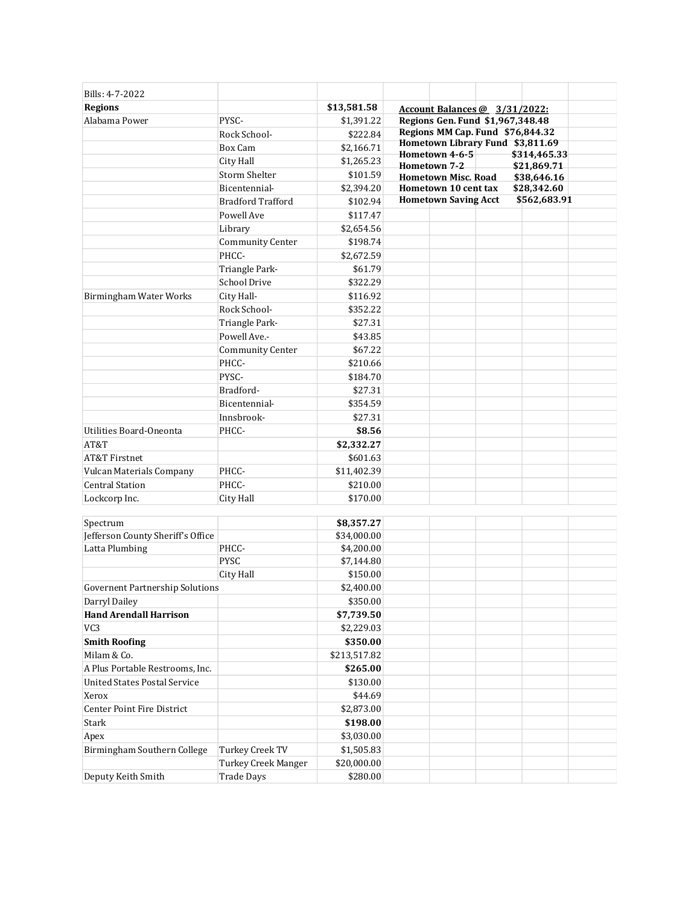| Bills: 4-7-2022 | | |
|---|---|---|
| **Regions** | | **$13,581.58** |
| Alabama Power | PYSC- | $1,391.22 |
| | Rock School- | $222.84 |
| | Box Cam | $2,166.71 |
| | City Hall | $1,265.23 |
| | Storm Shelter | $101.59 |
| | Bicentennial- | $2,394.20 |
| | Bradford Trafford | $102.94 |
| | Powell Ave | $117.47 |
| | Library | $2,654.56 |
| | Community Center | $198.74 |
| | PHCC- | $2,672.59 |
| | Triangle Park- | $61.79 |
| | School Drive | $322.29 |
| Birmingham Water Works | City Hall- | $116.92 |
| | Rock School- | $352.22 |
| | Triangle Park- | $27.31 |
| | Powell Ave.- | $43.85 |
| | Community Center | $67.22 |
| | PHCC- | $210.66 |
| | PYSC- | $184.70 |
| | Bradford- | $27.31 |
| | Bicentennial- | $354.59 |
| | Innsbrook- | $27.31 |
| Utilities Board-Oneonta | PHCC- | **$8.56** |
| AT&T | | **$2,332.27** |
| AT&T Firstnet | | $601.63 |
| Vulcan Materials Company | PHCC- | $11,402.39 |
| Central Station | PHCC- | $210.00 |
| Lockcorp Inc. | City Hall | $170.00 |
| Spectrum | | **$8,357.27** |
| Jefferson County Sheriff's Office | | $34,000.00 |
| Latta Plumbing | PHCC- | $4,200.00 |
| | PYSC | $7,144.80 |
| | City Hall | $150.00 |
| Governent Partnership Solutions | | $2,400.00 |
| Darryl Dailey | | $350.00 |
| **Hand Arendall Harrison** | | **$7,739.50** |
| VC3 | | $2,229.03 |
| **Smith Roofing** | | **$350.00** |
| Milam & Co. | | $213,517.82 |
| A Plus Portable Restrooms, Inc. | | **$265.00** |
| United States Postal Service | | $130.00 |
| Xerox | | $44.69 |
| Center Point Fire District | | $2,873.00 |
| Stark | | **$198.00** |
| Apex | | $3,030.00 |
| Birmingham Southern College | Turkey Creek TV | $1,505.83 |
| | Turkey Creek Manger | $20,000.00 |
| Deputy Keith Smith | Trade Days | $280.00 |

| **Account Balances @ 3/31/2022:** | |
|---|---|
| **Regions Gen. Fund** | **$1,967,348.48** |
| **Regions MM Cap. Fund** | **$76,844.32** |
| **Hometown Library Fund** | **$3,811.69** |
| **Hometown 4-6-5** | **$314,465.33** |
| **Hometown 7-2** | **$21,869.71** |
| **Hometown Misc. Road** | **$38,646.16** |
| **Hometown 10 cent tax** | **$28,342.60** |
| **Hometown Saving Acct** | **$562,683.91** |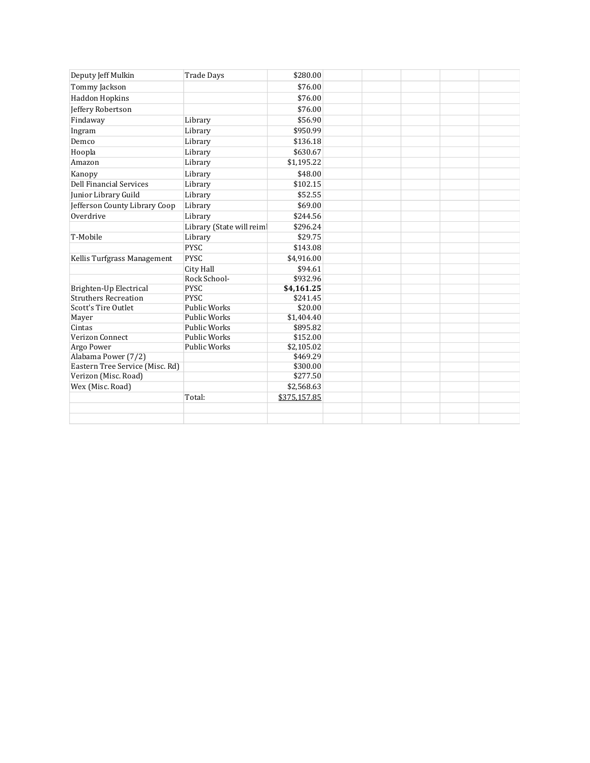| | | | | | | | |
|---|---|---|---|---|---|---|---|
| Deputy Jeff Mulkin | Trade Days | $280.00 | | | | | |
| Tommy Jackson | | $76.00 | | | | | |
| Haddon Hopkins | | $76.00 | | | | | |
| Jeffery Robertson | | $76.00 | | | | | |
| Findaway | Library | $56.90 | | | | | |
| Ingram | Library | $950.99 | | | | | |
| Demco | Library | $136.18 | | | | | |
| Hoopla | Library | $630.67 | | | | | |
| Amazon | Library | $1,195.22 | | | | | |
| Kanopy | Library | $48.00 | | | | | |
| Dell Financial Services | Library | $102.15 | | | | | |
| Junior Library Guild | Library | $52.55 | | | | | |
| Jefferson County Library Coop | Library | $69.00 | | | | | |
| Overdrive | Library | $244.56 | | | | | |
| | Library (State will reim | $296.24 | | | | | |
| T-Mobile | Library | $29.75 | | | | | |
| | PYSC | $143.08 | | | | | |
| Kellis Turfgrass Management | PYSC | $4,916.00 | | | | | |
| | City Hall | $94.61 | | | | | |
| | Rock School- | $932.96 | | | | | |
| Brighten-Up Electrical | PYSC | **$4,161.25** | | | | | |
| Struthers Recreation | PYSC | $241.45 | | | | | |
| Scott's Tire Outlet | Public Works | $20.00 | | | | | |
| Mayer | Public Works | $1,404.40 | | | | | |
| Cintas | Public Works | $895.82 | | | | | |
| Verizon Connect | Public Works | $152.00 | | | | | |
| Argo Power | Public Works | $2,105.02 | | | | | |
| Alabama Power (7/2) | | $469.29 | | | | | |
| Eastern Tree Service (Misc. Rd) | | $300.00 | | | | | |
| Verizon (Misc. Road) | | $277.50 | | | | | |
| Wex (Misc. Road) | | $2,568.63 | | | | | |
| | Total: | $375,157.85 | | | | | |
| | | | | | | | |
| | | | | | | | |